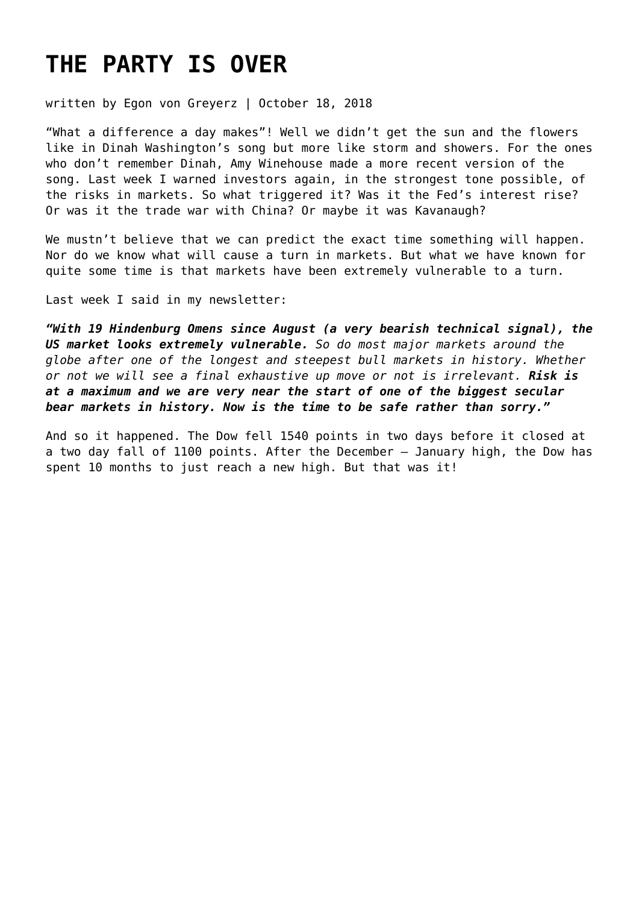# THE PARTY IS OVER

written by Egon von Greyerz | October 18, 2018

“What a difference a day makes”! Well we didn’t get the sun and the flowers like in Dinah Washington’s song but more like storm and showers. For the ones who don’t remember Dinah, Amy Winehouse made a more recent version of the song. Last week I warned investors again, in the strongest tone possible, of the risks in markets. So what triggered it? Was it the Fed’s interest rise? Or was it the trade war with China? Or maybe it was Kavanaugh?

We mustn’t believe that we can predict the exact time something will happen. Nor do we know what will cause a turn in markets. But what we have known for quite some time is that markets have been extremely vulnerable to a turn.

Last week I said in my newsletter:

***“With 19 Hindenburg Omens since August (a very bearish technical signal), the US market looks extremely vulnerable.*** *So do most major markets around the globe after one of the longest and steepest bull markets in history. Whether or not we will see a final exhaustive up move or not is irrelevant.* ***Risk is at a maximum and we are very near the start of one of the biggest secular bear markets in history. Now is the time to be safe rather than sorry.”***

And so it happened. The Dow fell 1540 points in two days before it closed at a two day fall of 1100 points. After the December – January high, the Dow has spent 10 months to just reach a new high. But that was it!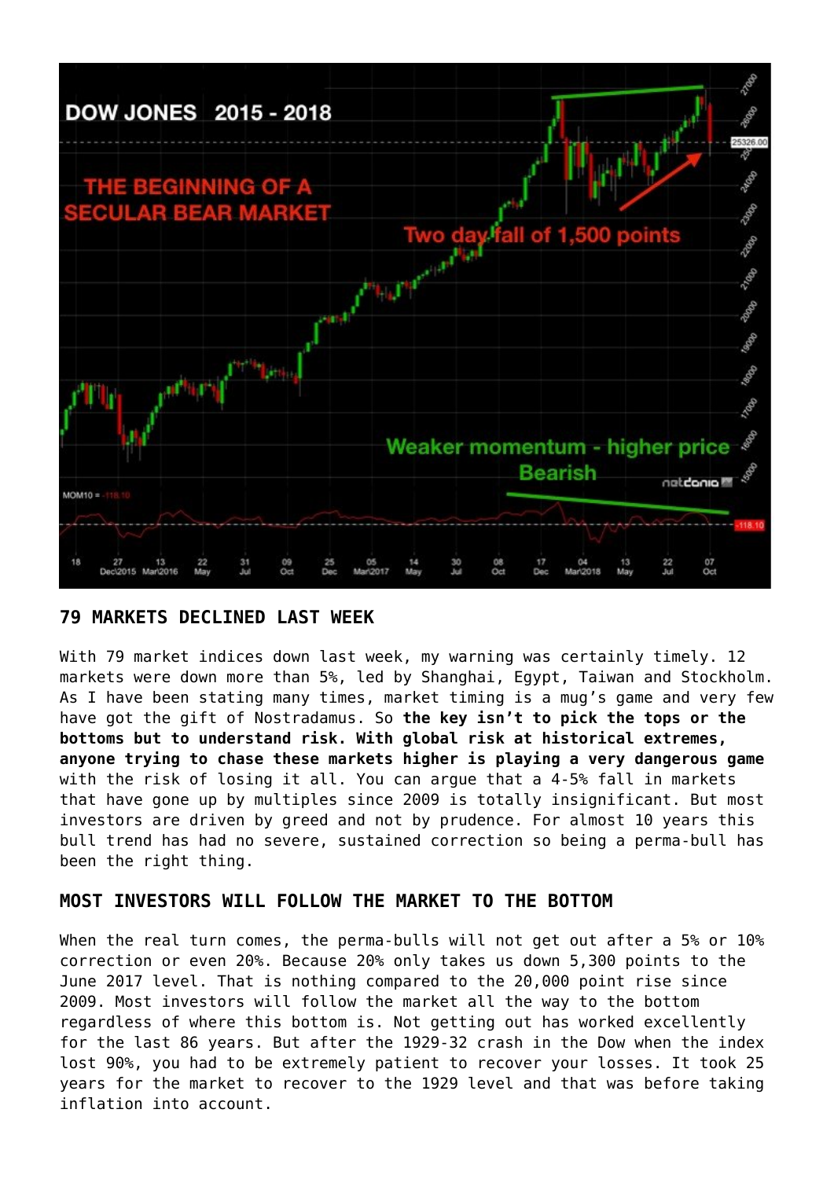## 79 MARKETS DECLINED LAST WEEK

With 79 market indices down last week, my warning was certainly timely. 12 markets were down more than 5%, led by Shanghai, Egypt, Taiwan and Stockholm. As I have been stating many times, market timing is a mug's game and very few have got the gift of Nostradamus. So **the key isn't to pick the tops or the bottoms but to understand risk. With global risk at historical extremes, anyone trying to chase these markets higher is playing a very dangerous game** with the risk of losing it all. You can argue that a 4-5% fall in markets that have gone up by multiples since 2009 is totally insignificant. But most investors are driven by greed and not by prudence. For almost 10 years this bull trend has had no severe, sustained correction so being a perma-bull has been the right thing.

## MOST INVESTORS WILL FOLLOW THE MARKET TO THE BOTTOM

When the real turn comes, the perma-bulls will not get out after a 5% or 10% correction or even 20%. Because 20% only takes us down 5,300 points to the June 2017 level. That is nothing compared to the 20,000 point rise since 2009. Most investors will follow the market all the way to the bottom regardless of where this bottom is. Not getting out has worked excellently for the last 86 years. But after the 1929-32 crash in the Dow when the index lost 90%, you had to be extremely patient to recover your losses. It took 25 years for the market to recover to the 1929 level and that was before taking inflation into account.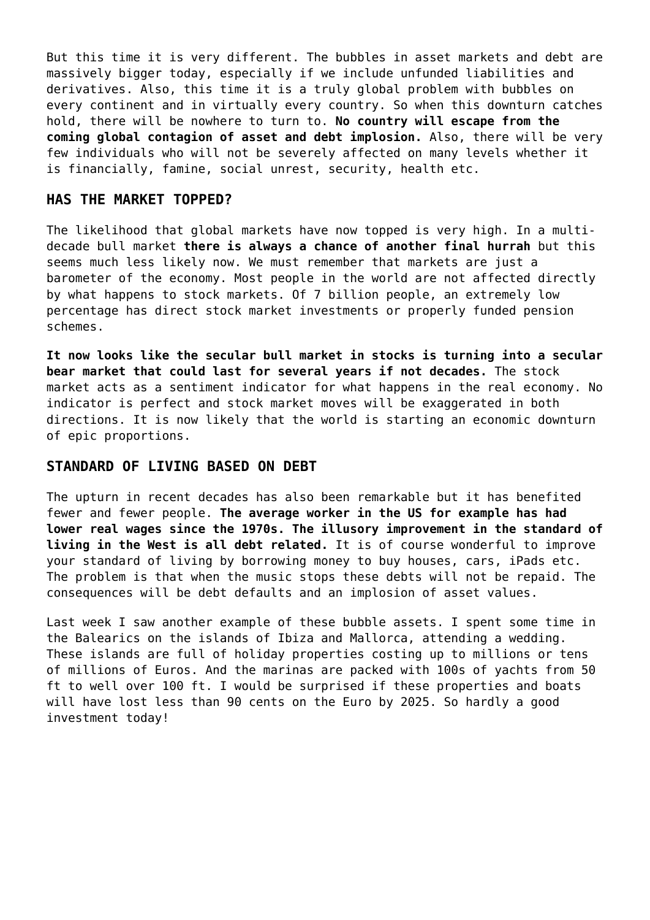But this time it is very different. The bubbles in asset markets and debt are massively bigger today, especially if we include unfunded liabilities and derivatives. Also, this time it is a truly global problem with bubbles on every continent and in virtually every country. So when this downturn catches hold, there will be nowhere to turn to. **No country will escape from the coming global contagion of asset and debt implosion.** Also, there will be very few individuals who will not be severely affected on many levels whether it is financially, famine, social unrest, security, health etc.

## HAS THE MARKET TOPPED?

The likelihood that global markets have now topped is very high. In a multi-decade bull market **there is always a chance of another final hurrah** but this seems much less likely now. We must remember that markets are just a barometer of the economy. Most people in the world are not affected directly by what happens to stock markets. Of 7 billion people, an extremely low percentage has direct stock market investments or properly funded pension schemes.

**It now looks like the secular bull market in stocks is turning into a secular bear market that could last for several years if not decades.** The stock market acts as a sentiment indicator for what happens in the real economy. No indicator is perfect and stock market moves will be exaggerated in both directions. It is now likely that the world is starting an economic downturn of epic proportions.

## STANDARD OF LIVING BASED ON DEBT

The upturn in recent decades has also been remarkable but it has benefited fewer and fewer people. **The average worker in the US for example has had lower real wages since the 1970s. The illusory improvement in the standard of living in the West is all debt related.** It is of course wonderful to improve your standard of living by borrowing money to buy houses, cars, iPads etc. The problem is that when the music stops these debts will not be repaid. The consequences will be debt defaults and an implosion of asset values.

Last week I saw another example of these bubble assets. I spent some time in the Balearics on the islands of Ibiza and Mallorca, attending a wedding. These islands are full of holiday properties costing up to millions or tens of millions of Euros. And the marinas are packed with 100s of yachts from 50 ft to well over 100 ft. I would be surprised if these properties and boats will have lost less than 90 cents on the Euro by 2025. So hardly a good investment today!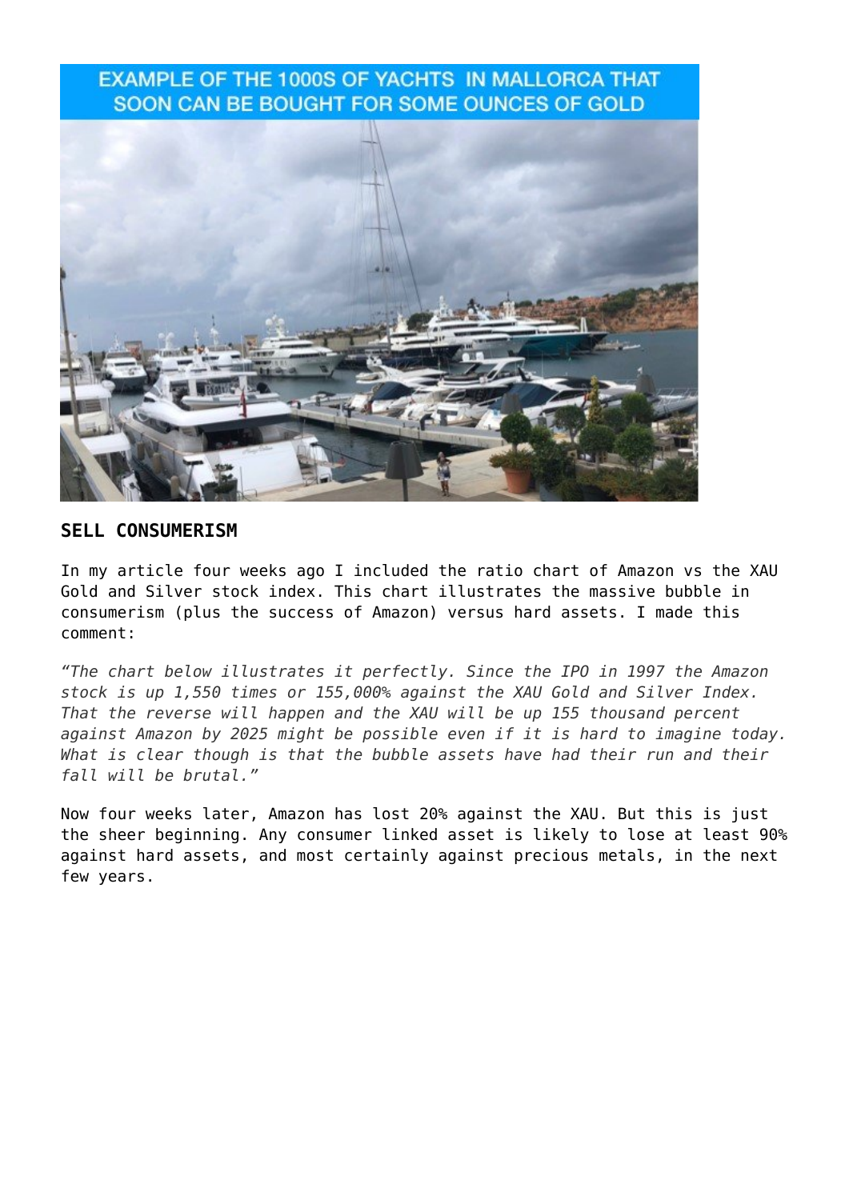EXAMPLE OF THE 1000S OF YACHTS IN MALLORCA THAT SOON CAN BE BOUGHT FOR SOME OUNCES OF GOLD

## SELL CONSUMERISM

In my article four weeks ago I included the ratio chart of Amazon vs the XAU Gold and Silver stock index. This chart illustrates the massive bubble in consumerism (plus the success of Amazon) versus hard assets. I made this comment:

*"The chart below illustrates it perfectly. Since the IPO in 1997 the Amazon stock is up 1,550 times or 155,000% against the XAU Gold and Silver Index. That the reverse will happen and the XAU will be up 155 thousand percent against Amazon by 2025 might be possible even if it is hard to imagine today. What is clear though is that the bubble assets have had their run and their fall will be brutal."*

Now four weeks later, Amazon has lost 20% against the XAU. But this is just the sheer beginning. Any consumer linked asset is likely to lose at least 90% against hard assets, and most certainly against precious metals, in the next few years.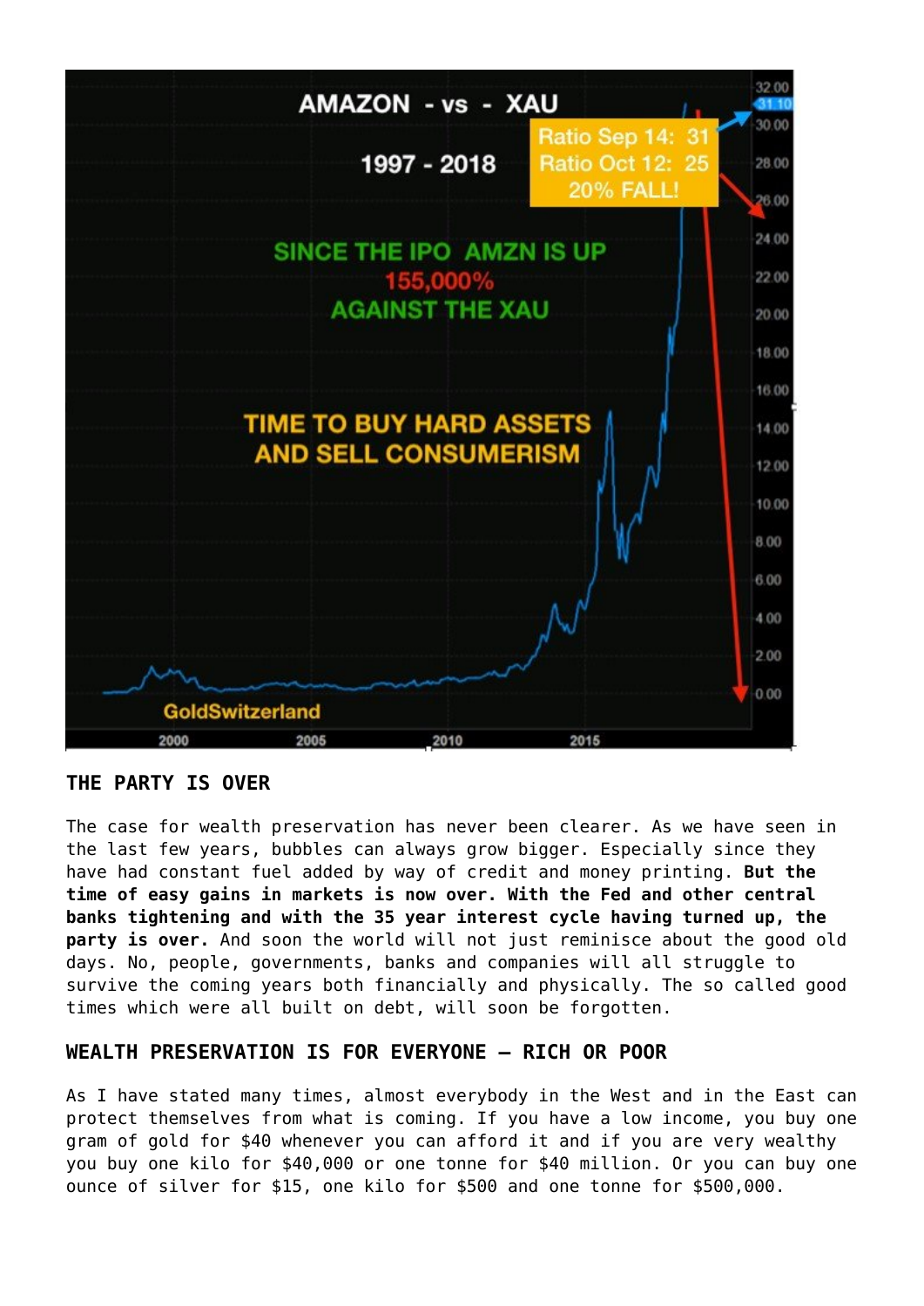## THE PARTY IS OVER

The case for wealth preservation has never been clearer. As we have seen in the last few years, bubbles can always grow bigger. Especially since they have had constant fuel added by way of credit and money printing. **But the time of easy gains in markets is now over. With the Fed and other central banks tightening and with the 35 year interest cycle having turned up, the party is over.** And soon the world will not just reminisce about the good old days. No, people, governments, banks and companies will all struggle to survive the coming years both financially and physically. The so called good times which were all built on debt, will soon be forgotten.

## WEALTH PRESERVATION IS FOR EVERYONE – RICH OR POOR

As I have stated many times, almost everybody in the West and in the East can protect themselves from what is coming. If you have a low income, you buy one gram of gold for $40 whenever you can afford it and if you are very wealthy you buy one kilo for $40,000 or one tonne for $40 million. Or you can buy one ounce of silver for $15, one kilo for $500 and one tonne for $500,000.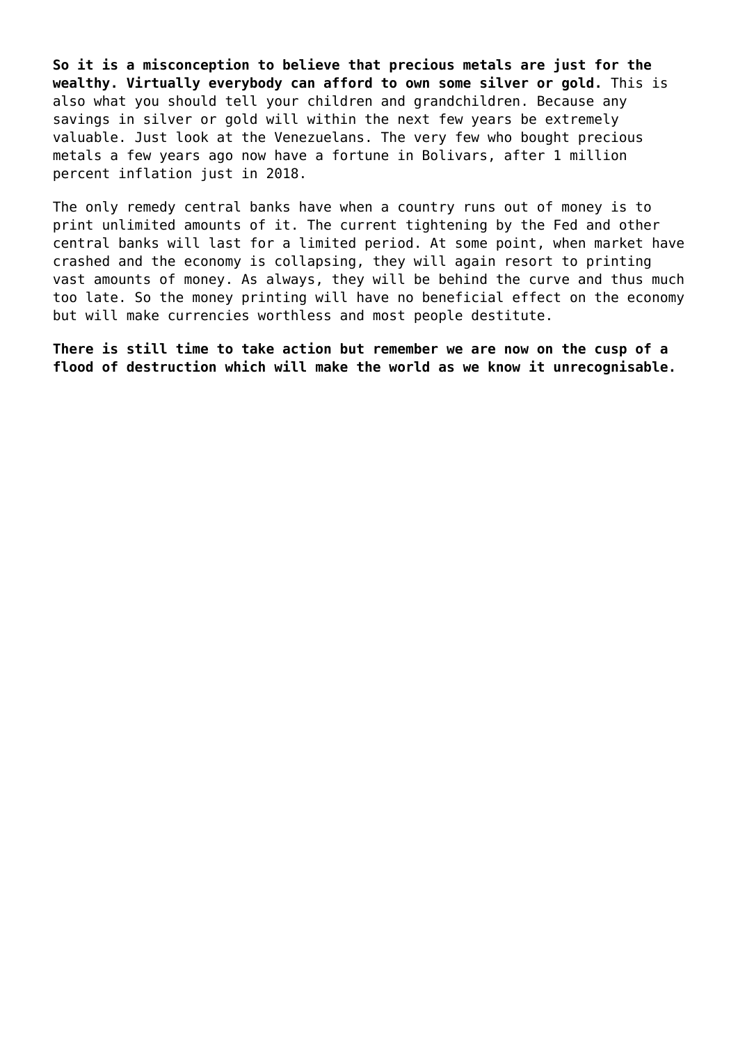**So it is a misconception to believe that precious metals are just for the wealthy. Virtually everybody can afford to own some silver or gold.** This is also what you should tell your children and grandchildren. Because any savings in silver or gold will within the next few years be extremely valuable. Just look at the Venezuelans. The very few who bought precious metals a few years ago now have a fortune in Bolivars, after 1 million percent inflation just in 2018.

The only remedy central banks have when a country runs out of money is to print unlimited amounts of it. The current tightening by the Fed and other central banks will last for a limited period. At some point, when market have crashed and the economy is collapsing, they will again resort to printing vast amounts of money. As always, they will be behind the curve and thus much too late. So the money printing will have no beneficial effect on the economy but will make currencies worthless and most people destitute.

**There is still time to take action but remember we are now on the cusp of a flood of destruction which will make the world as we know it unrecognisable.**